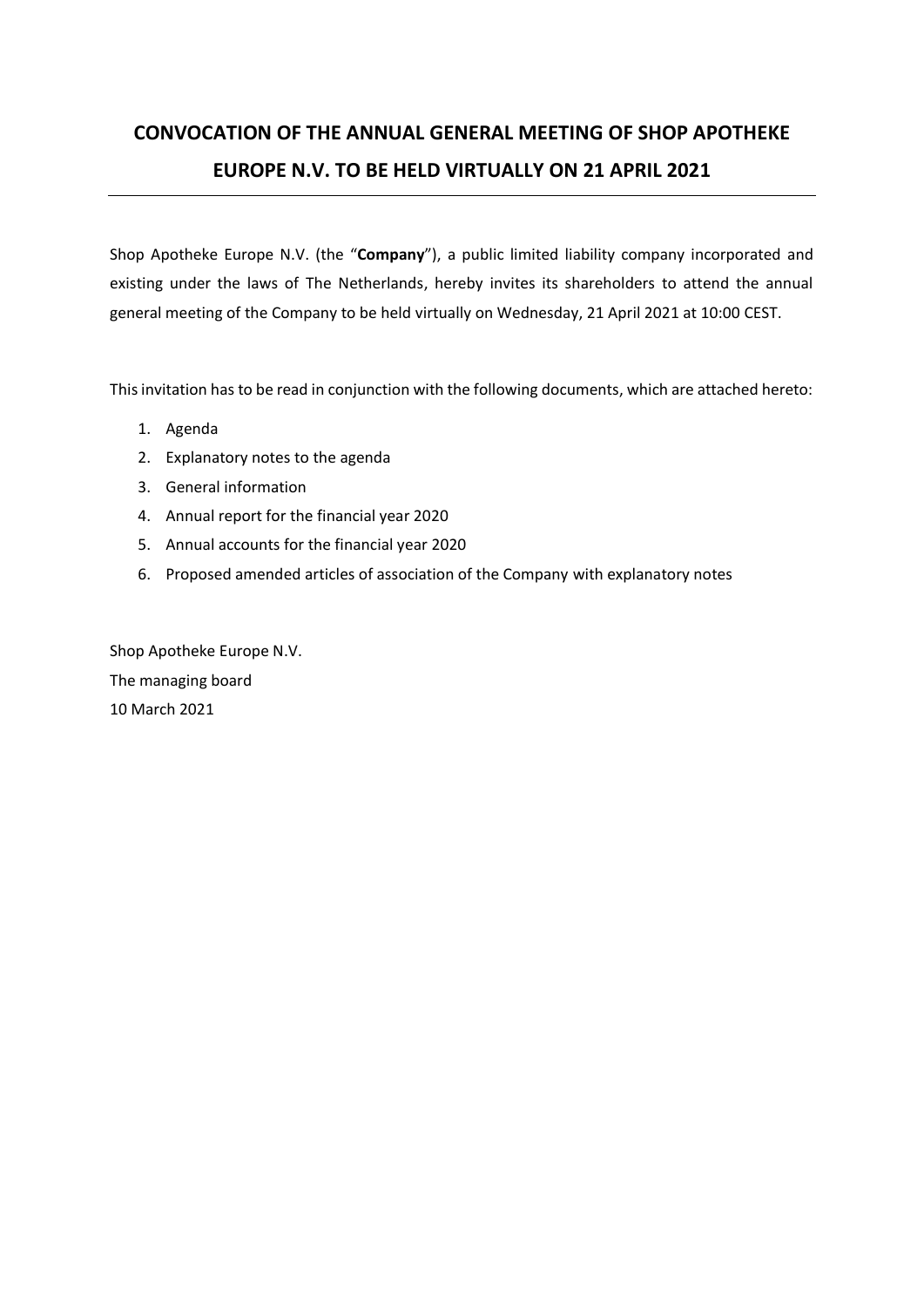# CONVOCATION OF THE ANNUAL GENERAL MEETING OF SHOP APOTHEKE EUROPE N.V. TO BE HELD VIRTUALLY ON 21 APRIL 2021

Shop Apotheke Europe N.V. (the "**Company**"), a public limited liability company incorporated and existing under the laws of The Netherlands, hereby invites its shareholders to attend the annual general meeting of the Company to be held virtually on Wednesday, 21 April 2021 at 10:00 CEST.

This invitation has to be read in conjunction with the following documents, which are attached hereto:

1. Agenda
2. Explanatory notes to the agenda
3. General information
4. Annual report for the financial year 2020
5. Annual accounts for the financial year 2020
6. Proposed amended articles of association of the Company with explanatory notes

Shop Apotheke Europe N.V.
The managing board
10 March 2021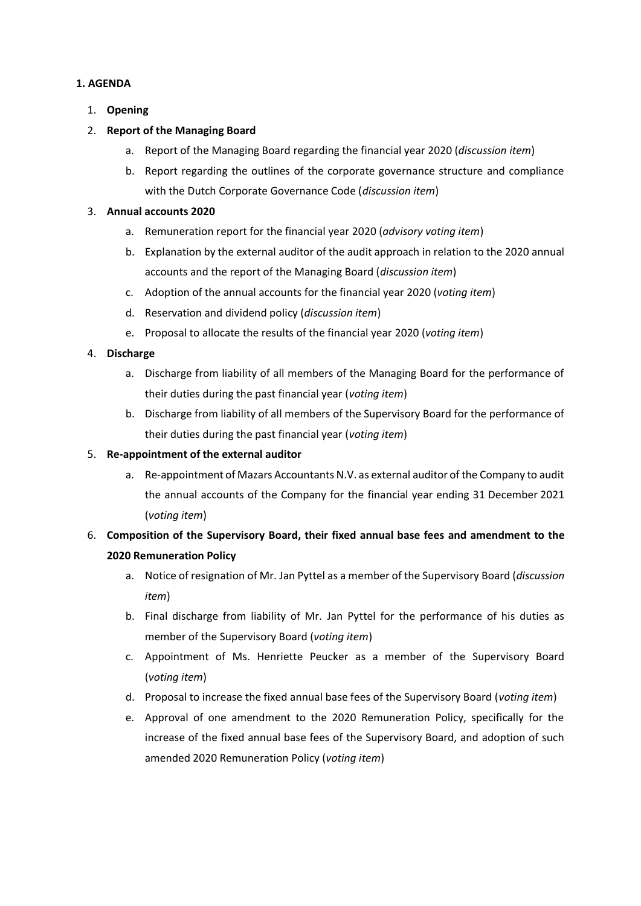## 1. AGENDA

1. **Opening**
2. **Report of the Managing Board**
    a. Report of the Managing Board regarding the financial year 2020 (*discussion item*)
    b. Report regarding the outlines of the corporate governance structure and compliance with the Dutch Corporate Governance Code (*discussion item*)
3. **Annual accounts 2020**
    a. Remuneration report for the financial year 2020 (*advisory voting item*)
    b. Explanation by the external auditor of the audit approach in relation to the 2020 annual accounts and the report of the Managing Board (*discussion item*)
    c. Adoption of the annual accounts for the financial year 2020 (*voting item*)
    d. Reservation and dividend policy (*discussion item*)
    e. Proposal to allocate the results of the financial year 2020 (*voting item*)
4. **Discharge**
    a. Discharge from liability of all members of the Managing Board for the performance of their duties during the past financial year (*voting item*)
    b. Discharge from liability of all members of the Supervisory Board for the performance of their duties during the past financial year (*voting item*)
5. **Re-appointment of the external auditor**
    a. Re-appointment of Mazars Accountants N.V. as external auditor of the Company to audit the annual accounts of the Company for the financial year ending 31 December 2021 (*voting item*)
6. **Composition of the Supervisory Board, their fixed annual base fees and amendment to the 2020 Remuneration Policy**
    a. Notice of resignation of Mr. Jan Pyttel as a member of the Supervisory Board (*discussion item*)
    b. Final discharge from liability of Mr. Jan Pyttel for the performance of his duties as member of the Supervisory Board (*voting item*)
    c. Appointment of Ms. Henriette Peucker as a member of the Supervisory Board (*voting item*)
    d. Proposal to increase the fixed annual base fees of the Supervisory Board (*voting item*)
    e. Approval of one amendment to the 2020 Remuneration Policy, specifically for the increase of the fixed annual base fees of the Supervisory Board, and adoption of such amended 2020 Remuneration Policy (*voting item*)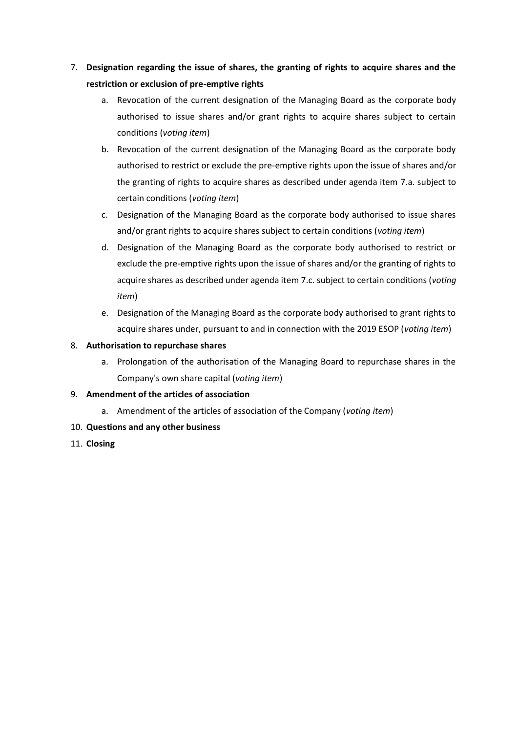7. **Designation regarding the issue of shares, the granting of rights to acquire shares and the restriction or exclusion of pre-emptive rights**
    a. Revocation of the current designation of the Managing Board as the corporate body authorised to issue shares and/or grant rights to acquire shares subject to certain conditions (*voting item*)
    b. Revocation of the current designation of the Managing Board as the corporate body authorised to restrict or exclude the pre-emptive rights upon the issue of shares and/or the granting of rights to acquire shares as described under agenda item 7.a. subject to certain conditions (*voting item*)
    c. Designation of the Managing Board as the corporate body authorised to issue shares and/or grant rights to acquire shares subject to certain conditions (*voting item*)
    d. Designation of the Managing Board as the corporate body authorised to restrict or exclude the pre-emptive rights upon the issue of shares and/or the granting of rights to acquire shares as described under agenda item 7.c. subject to certain conditions (*voting item*)
    e. Designation of the Managing Board as the corporate body authorised to grant rights to acquire shares under, pursuant to and in connection with the 2019 ESOP (*voting item*)
8. **Authorisation to repurchase shares**
    a. Prolongation of the authorisation of the Managing Board to repurchase shares in the Company's own share capital (*voting item*)
9. **Amendment of the articles of association**
    a. Amendment of the articles of association of the Company (*voting item*)
10. **Questions and any other business**
11. **Closing**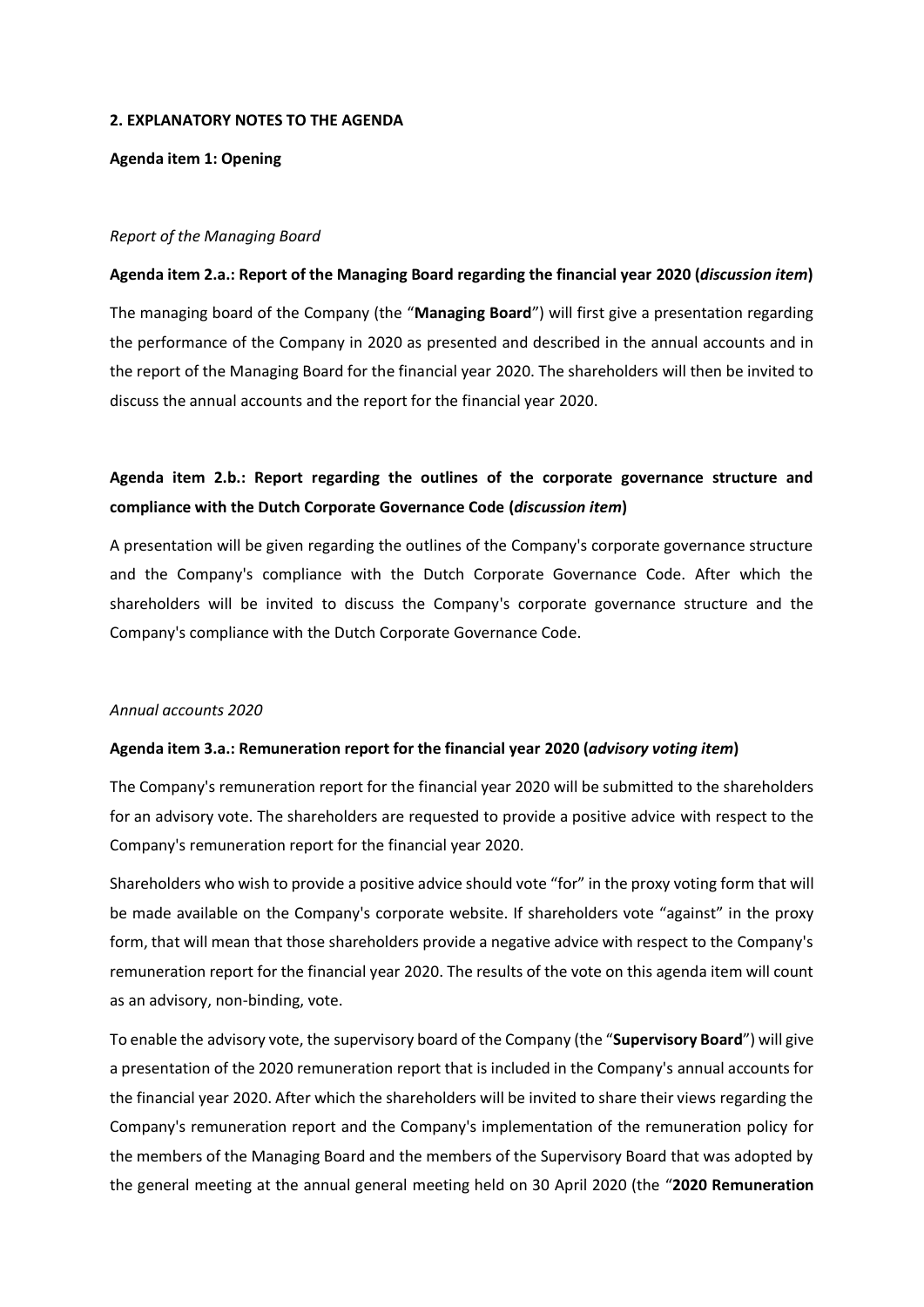## 2. EXPLANATORY NOTES TO THE AGENDA

**Agenda item 1: Opening**

*Report of the Managing Board*

**Agenda item 2.a.: Report of the Managing Board regarding the financial year 2020 (*discussion item*)**

The managing board of the Company (the "**Managing Board**") will first give a presentation regarding the performance of the Company in 2020 as presented and described in the annual accounts and in the report of the Managing Board for the financial year 2020. The shareholders will then be invited to discuss the annual accounts and the report for the financial year 2020.

**Agenda item 2.b.: Report regarding the outlines of the corporate governance structure and compliance with the Dutch Corporate Governance Code (*discussion item*)**

A presentation will be given regarding the outlines of the Company's corporate governance structure and the Company's compliance with the Dutch Corporate Governance Code. After which the shareholders will be invited to discuss the Company's corporate governance structure and the Company's compliance with the Dutch Corporate Governance Code.

*Annual accounts 2020*

**Agenda item 3.a.: Remuneration report for the financial year 2020 (*advisory voting item*)**

The Company's remuneration report for the financial year 2020 will be submitted to the shareholders for an advisory vote. The shareholders are requested to provide a positive advice with respect to the Company's remuneration report for the financial year 2020.

Shareholders who wish to provide a positive advice should vote "for" in the proxy voting form that will be made available on the Company's corporate website. If shareholders vote "against" in the proxy form, that will mean that those shareholders provide a negative advice with respect to the Company's remuneration report for the financial year 2020. The results of the vote on this agenda item will count as an advisory, non-binding, vote.

To enable the advisory vote, the supervisory board of the Company (the "**Supervisory Board**") will give a presentation of the 2020 remuneration report that is included in the Company's annual accounts for the financial year 2020. After which the shareholders will be invited to share their views regarding the Company's remuneration report and the Company's implementation of the remuneration policy for the members of the Managing Board and the members of the Supervisory Board that was adopted by the general meeting at the annual general meeting held on 30 April 2020 (the "**2020 Remuneration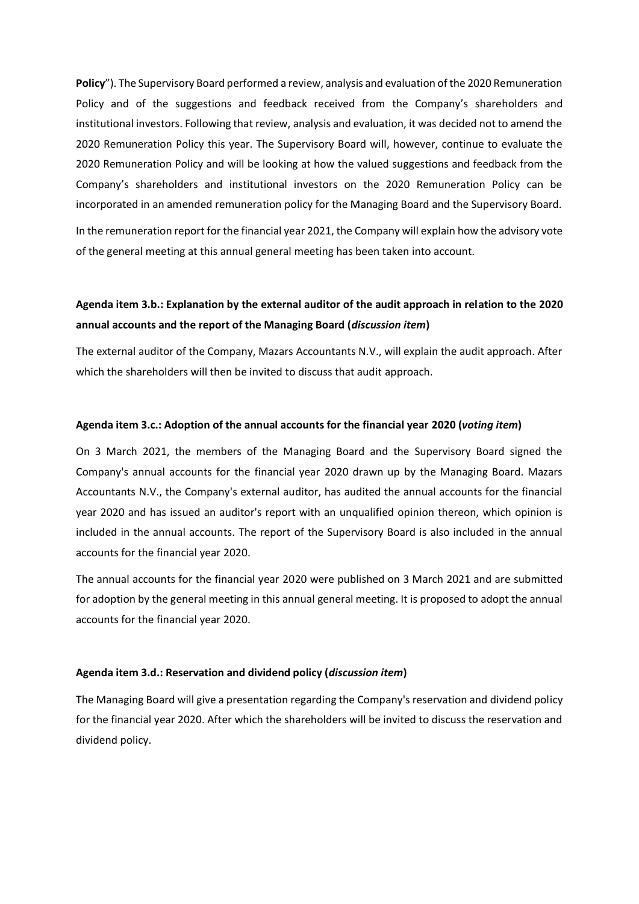**Policy**"). The Supervisory Board performed a review, analysis and evaluation of the 2020 Remuneration Policy and of the suggestions and feedback received from the Company's shareholders and institutional investors. Following that review, analysis and evaluation, it was decided not to amend the 2020 Remuneration Policy this year. The Supervisory Board will, however, continue to evaluate the 2020 Remuneration Policy and will be looking at how the valued suggestions and feedback from the Company's shareholders and institutional investors on the 2020 Remuneration Policy can be incorporated in an amended remuneration policy for the Managing Board and the Supervisory Board.

In the remuneration report for the financial year 2021, the Company will explain how the advisory vote of the general meeting at this annual general meeting has been taken into account.

**Agenda item 3.b.: Explanation by the external auditor of the audit approach in relation to the 2020 annual accounts and the report of the Managing Board (*discussion item*)**

The external auditor of the Company, Mazars Accountants N.V., will explain the audit approach. After which the shareholders will then be invited to discuss that audit approach.

**Agenda item 3.c.: Adoption of the annual accounts for the financial year 2020 (*voting item*)**

On 3 March 2021, the members of the Managing Board and the Supervisory Board signed the Company's annual accounts for the financial year 2020 drawn up by the Managing Board. Mazars Accountants N.V., the Company's external auditor, has audited the annual accounts for the financial year 2020 and has issued an auditor's report with an unqualified opinion thereon, which opinion is included in the annual accounts. The report of the Supervisory Board is also included in the annual accounts for the financial year 2020.

The annual accounts for the financial year 2020 were published on 3 March 2021 and are submitted for adoption by the general meeting in this annual general meeting. It is proposed to adopt the annual accounts for the financial year 2020.

**Agenda item 3.d.: Reservation and dividend policy (*discussion item*)**

The Managing Board will give a presentation regarding the Company's reservation and dividend policy for the financial year 2020. After which the shareholders will be invited to discuss the reservation and dividend policy.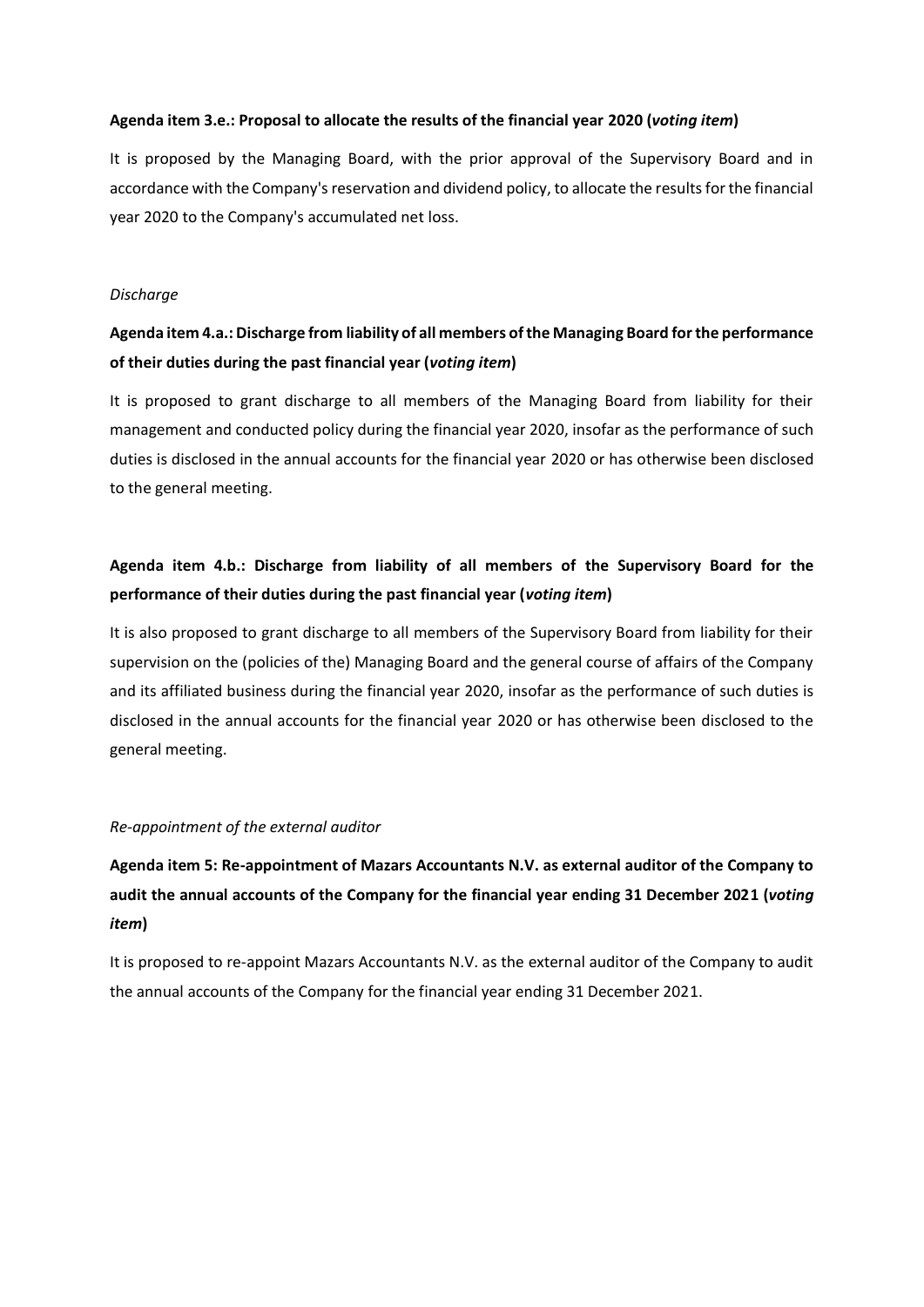**Agenda item 3.e.: Proposal to allocate the results of the financial year 2020 (*voting item*)**

It is proposed by the Managing Board, with the prior approval of the Supervisory Board and in accordance with the Company's reservation and dividend policy, to allocate the results for the financial year 2020 to the Company's accumulated net loss.

*Discharge*

**Agenda item 4.a.: Discharge from liability of all members of the Managing Board for the performance of their duties during the past financial year (*voting item*)**

It is proposed to grant discharge to all members of the Managing Board from liability for their management and conducted policy during the financial year 2020, insofar as the performance of such duties is disclosed in the annual accounts for the financial year 2020 or has otherwise been disclosed to the general meeting.

**Agenda item 4.b.: Discharge from liability of all members of the Supervisory Board for the performance of their duties during the past financial year (*voting item*)**

It is also proposed to grant discharge to all members of the Supervisory Board from liability for their supervision on the (policies of the) Managing Board and the general course of affairs of the Company and its affiliated business during the financial year 2020, insofar as the performance of such duties is disclosed in the annual accounts for the financial year 2020 or has otherwise been disclosed to the general meeting.

*Re-appointment of the external auditor*

**Agenda item 5: Re-appointment of Mazars Accountants N.V. as external auditor of the Company to audit the annual accounts of the Company for the financial year ending 31 December 2021 (*voting item*)**

It is proposed to re-appoint Mazars Accountants N.V. as the external auditor of the Company to audit the annual accounts of the Company for the financial year ending 31 December 2021.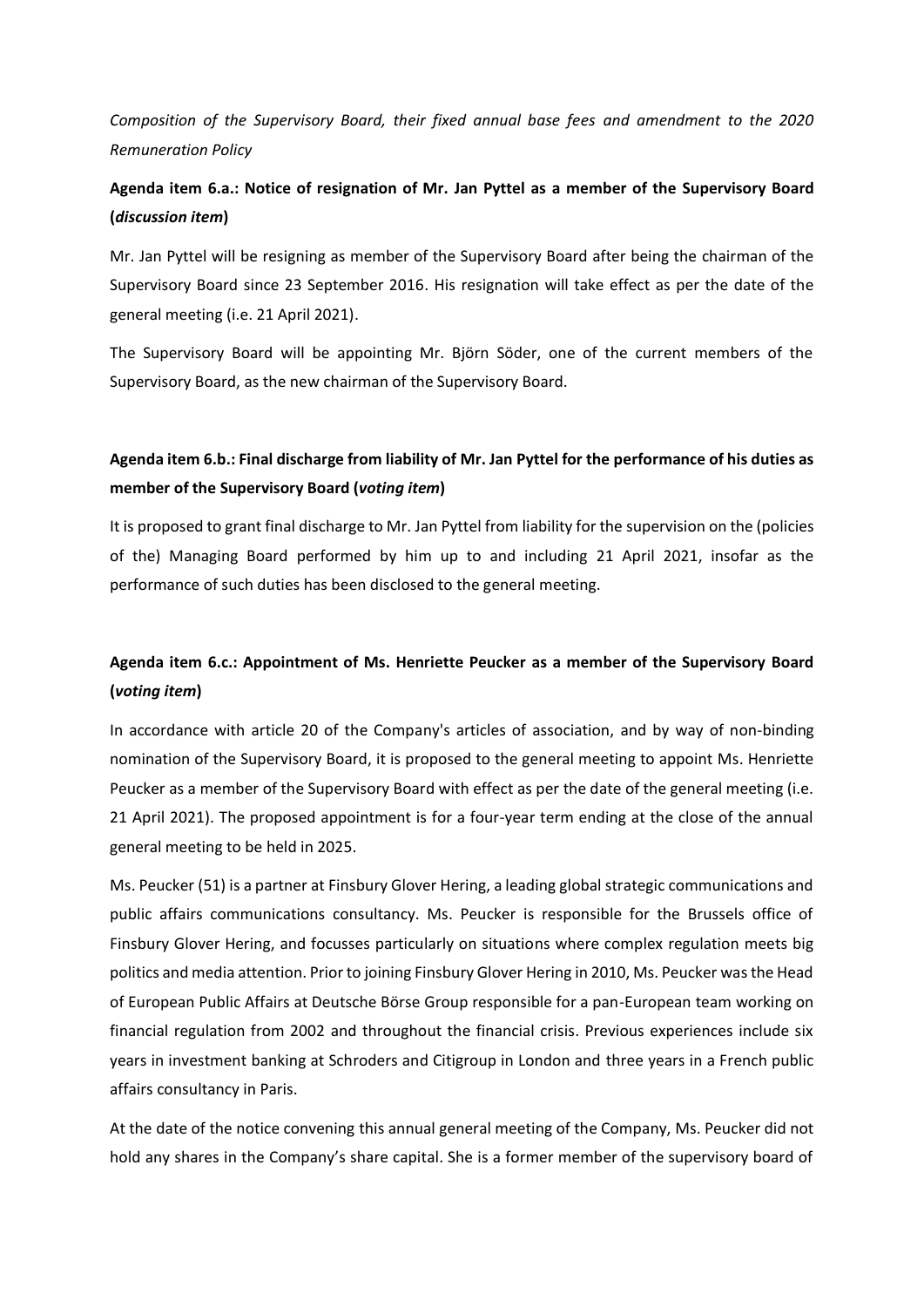*Composition of the Supervisory Board, their fixed annual base fees and amendment to the 2020 Remuneration Policy*

**Agenda item 6.a.: Notice of resignation of Mr. Jan Pyttel as a member of the Supervisory Board (*discussion item*)**

Mr. Jan Pyttel will be resigning as member of the Supervisory Board after being the chairman of the Supervisory Board since 23 September 2016. His resignation will take effect as per the date of the general meeting (i.e. 21 April 2021).

The Supervisory Board will be appointing Mr. Björn Söder, one of the current members of the Supervisory Board, as the new chairman of the Supervisory Board.

**Agenda item 6.b.: Final discharge from liability of Mr. Jan Pyttel for the performance of his duties as member of the Supervisory Board (*voting item*)**

It is proposed to grant final discharge to Mr. Jan Pyttel from liability for the supervision on the (policies of the) Managing Board performed by him up to and including 21 April 2021, insofar as the performance of such duties has been disclosed to the general meeting.

**Agenda item 6.c.: Appointment of Ms. Henriette Peucker as a member of the Supervisory Board (*voting item*)**

In accordance with article 20 of the Company's articles of association, and by way of non-binding nomination of the Supervisory Board, it is proposed to the general meeting to appoint Ms. Henriette Peucker as a member of the Supervisory Board with effect as per the date of the general meeting (i.e. 21 April 2021). The proposed appointment is for a four-year term ending at the close of the annual general meeting to be held in 2025.

Ms. Peucker (51) is a partner at Finsbury Glover Hering, a leading global strategic communications and public affairs communications consultancy. Ms. Peucker is responsible for the Brussels office of Finsbury Glover Hering, and focusses particularly on situations where complex regulation meets big politics and media attention. Prior to joining Finsbury Glover Hering in 2010, Ms. Peucker was the Head of European Public Affairs at Deutsche Börse Group responsible for a pan-European team working on financial regulation from 2002 and throughout the financial crisis. Previous experiences include six years in investment banking at Schroders and Citigroup in London and three years in a French public affairs consultancy in Paris.

At the date of the notice convening this annual general meeting of the Company, Ms. Peucker did not hold any shares in the Company's share capital. She is a former member of the supervisory board of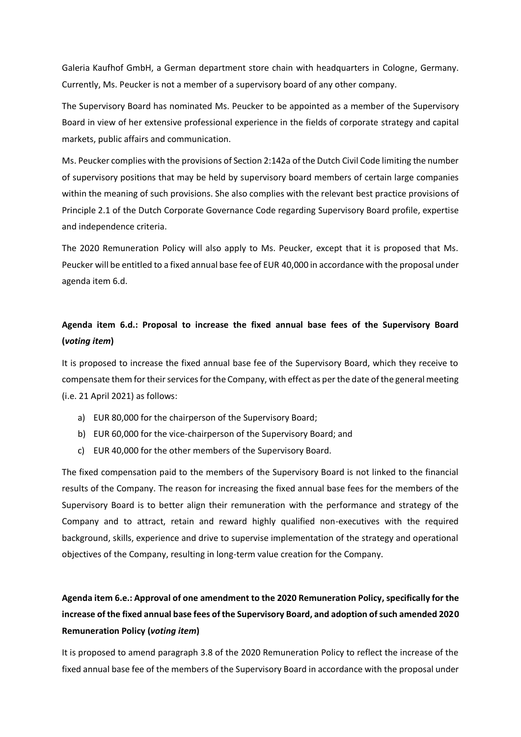Galeria Kaufhof GmbH, a German department store chain with headquarters in Cologne, Germany. Currently, Ms. Peucker is not a member of a supervisory board of any other company.

The Supervisory Board has nominated Ms. Peucker to be appointed as a member of the Supervisory Board in view of her extensive professional experience in the fields of corporate strategy and capital markets, public affairs and communication.

Ms. Peucker complies with the provisions of Section 2:142a of the Dutch Civil Code limiting the number of supervisory positions that may be held by supervisory board members of certain large companies within the meaning of such provisions. She also complies with the relevant best practice provisions of Principle 2.1 of the Dutch Corporate Governance Code regarding Supervisory Board profile, expertise and independence criteria.

The 2020 Remuneration Policy will also apply to Ms. Peucker, except that it is proposed that Ms. Peucker will be entitled to a fixed annual base fee of EUR 40,000 in accordance with the proposal under agenda item 6.d.

**Agenda item 6.d.: Proposal to increase the fixed annual base fees of the Supervisory Board (*voting item*)**

It is proposed to increase the fixed annual base fee of the Supervisory Board, which they receive to compensate them for their services for the Company, with effect as per the date of the general meeting (i.e. 21 April 2021) as follows:

a) EUR 80,000 for the chairperson of the Supervisory Board;
b) EUR 60,000 for the vice-chairperson of the Supervisory Board; and
c) EUR 40,000 for the other members of the Supervisory Board.

The fixed compensation paid to the members of the Supervisory Board is not linked to the financial results of the Company. The reason for increasing the fixed annual base fees for the members of the Supervisory Board is to better align their remuneration with the performance and strategy of the Company and to attract, retain and reward highly qualified non-executives with the required background, skills, experience and drive to supervise implementation of the strategy and operational objectives of the Company, resulting in long-term value creation for the Company.

**Agenda item 6.e.: Approval of one amendment to the 2020 Remuneration Policy, specifically for the increase of the fixed annual base fees of the Supervisory Board, and adoption of such amended 2020 Remuneration Policy (*voting item*)**

It is proposed to amend paragraph 3.8 of the 2020 Remuneration Policy to reflect the increase of the fixed annual base fee of the members of the Supervisory Board in accordance with the proposal under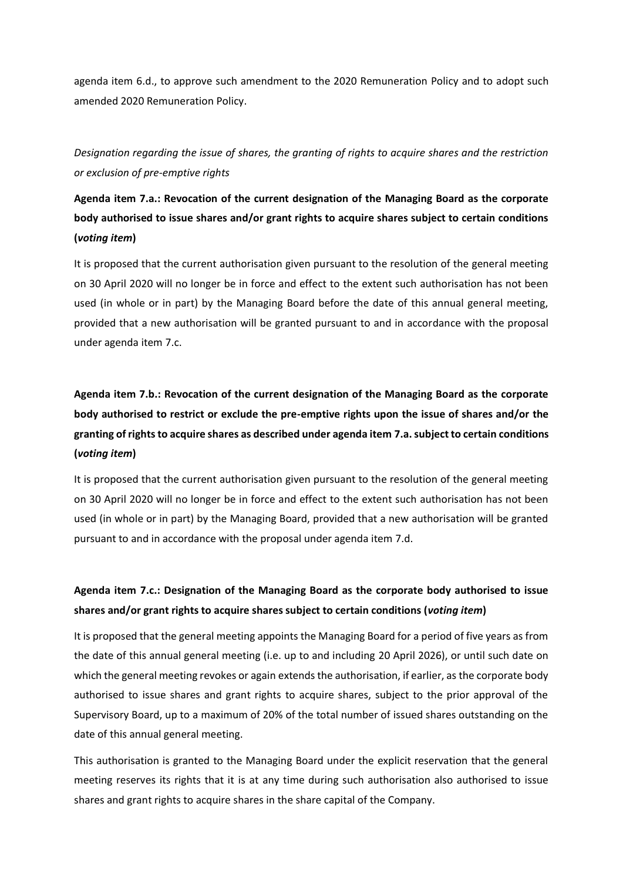agenda item 6.d., to approve such amendment to the 2020 Remuneration Policy and to adopt such amended 2020 Remuneration Policy.

*Designation regarding the issue of shares, the granting of rights to acquire shares and the restriction or exclusion of pre-emptive rights*

**Agenda item 7.a.: Revocation of the current designation of the Managing Board as the corporate body authorised to issue shares and/or grant rights to acquire shares subject to certain conditions (*voting item*)**

It is proposed that the current authorisation given pursuant to the resolution of the general meeting on 30 April 2020 will no longer be in force and effect to the extent such authorisation has not been used (in whole or in part) by the Managing Board before the date of this annual general meeting, provided that a new authorisation will be granted pursuant to and in accordance with the proposal under agenda item 7.c.

**Agenda item 7.b.: Revocation of the current designation of the Managing Board as the corporate body authorised to restrict or exclude the pre-emptive rights upon the issue of shares and/or the granting of rights to acquire shares as described under agenda item 7.a. subject to certain conditions (*voting item*)**

It is proposed that the current authorisation given pursuant to the resolution of the general meeting on 30 April 2020 will no longer be in force and effect to the extent such authorisation has not been used (in whole or in part) by the Managing Board, provided that a new authorisation will be granted pursuant to and in accordance with the proposal under agenda item 7.d.

**Agenda item 7.c.: Designation of the Managing Board as the corporate body authorised to issue shares and/or grant rights to acquire shares subject to certain conditions (*voting item*)**

It is proposed that the general meeting appoints the Managing Board for a period of five years as from the date of this annual general meeting (i.e. up to and including 20 April 2026), or until such date on which the general meeting revokes or again extends the authorisation, if earlier, as the corporate body authorised to issue shares and grant rights to acquire shares, subject to the prior approval of the Supervisory Board, up to a maximum of 20% of the total number of issued shares outstanding on the date of this annual general meeting.

This authorisation is granted to the Managing Board under the explicit reservation that the general meeting reserves its rights that it is at any time during such authorisation also authorised to issue shares and grant rights to acquire shares in the share capital of the Company.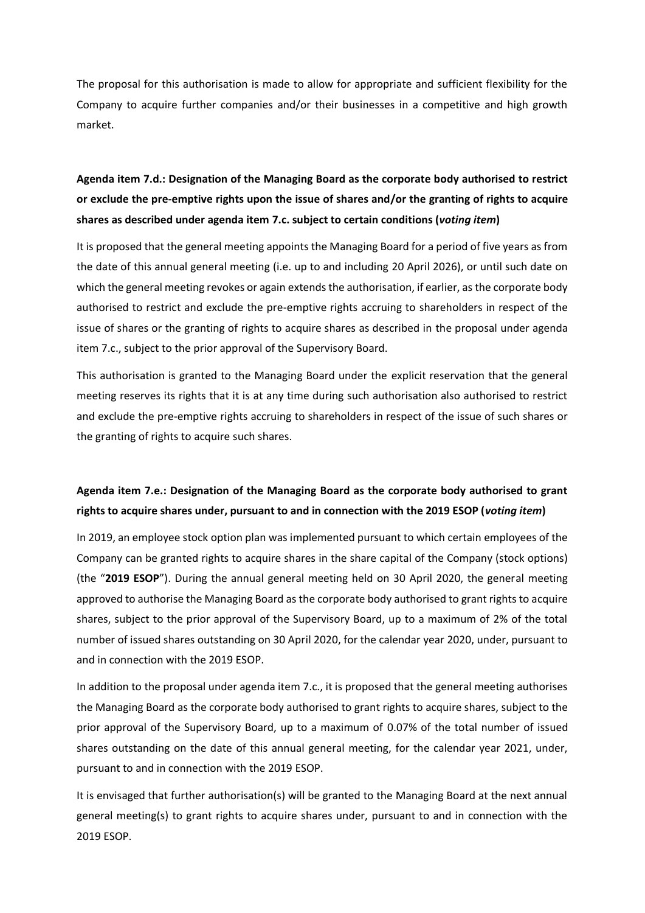The proposal for this authorisation is made to allow for appropriate and sufficient flexibility for the Company to acquire further companies and/or their businesses in a competitive and high growth market.

**Agenda item 7.d.: Designation of the Managing Board as the corporate body authorised to restrict or exclude the pre-emptive rights upon the issue of shares and/or the granting of rights to acquire shares as described under agenda item 7.c. subject to certain conditions (*voting item*)**

It is proposed that the general meeting appoints the Managing Board for a period of five years as from the date of this annual general meeting (i.e. up to and including 20 April 2026), or until such date on which the general meeting revokes or again extends the authorisation, if earlier, as the corporate body authorised to restrict and exclude the pre-emptive rights accruing to shareholders in respect of the issue of shares or the granting of rights to acquire shares as described in the proposal under agenda item 7.c., subject to the prior approval of the Supervisory Board.

This authorisation is granted to the Managing Board under the explicit reservation that the general meeting reserves its rights that it is at any time during such authorisation also authorised to restrict and exclude the pre-emptive rights accruing to shareholders in respect of the issue of such shares or the granting of rights to acquire such shares.

**Agenda item 7.e.: Designation of the Managing Board as the corporate body authorised to grant rights to acquire shares under, pursuant to and in connection with the 2019 ESOP (*voting item*)**

In 2019, an employee stock option plan was implemented pursuant to which certain employees of the Company can be granted rights to acquire shares in the share capital of the Company (stock options) (the "**2019 ESOP**"). During the annual general meeting held on 30 April 2020, the general meeting approved to authorise the Managing Board as the corporate body authorised to grant rights to acquire shares, subject to the prior approval of the Supervisory Board, up to a maximum of 2% of the total number of issued shares outstanding on 30 April 2020, for the calendar year 2020, under, pursuant to and in connection with the 2019 ESOP.

In addition to the proposal under agenda item 7.c., it is proposed that the general meeting authorises the Managing Board as the corporate body authorised to grant rights to acquire shares, subject to the prior approval of the Supervisory Board, up to a maximum of 0.07% of the total number of issued shares outstanding on the date of this annual general meeting, for the calendar year 2021, under, pursuant to and in connection with the 2019 ESOP.

It is envisaged that further authorisation(s) will be granted to the Managing Board at the next annual general meeting(s) to grant rights to acquire shares under, pursuant to and in connection with the 2019 ESOP.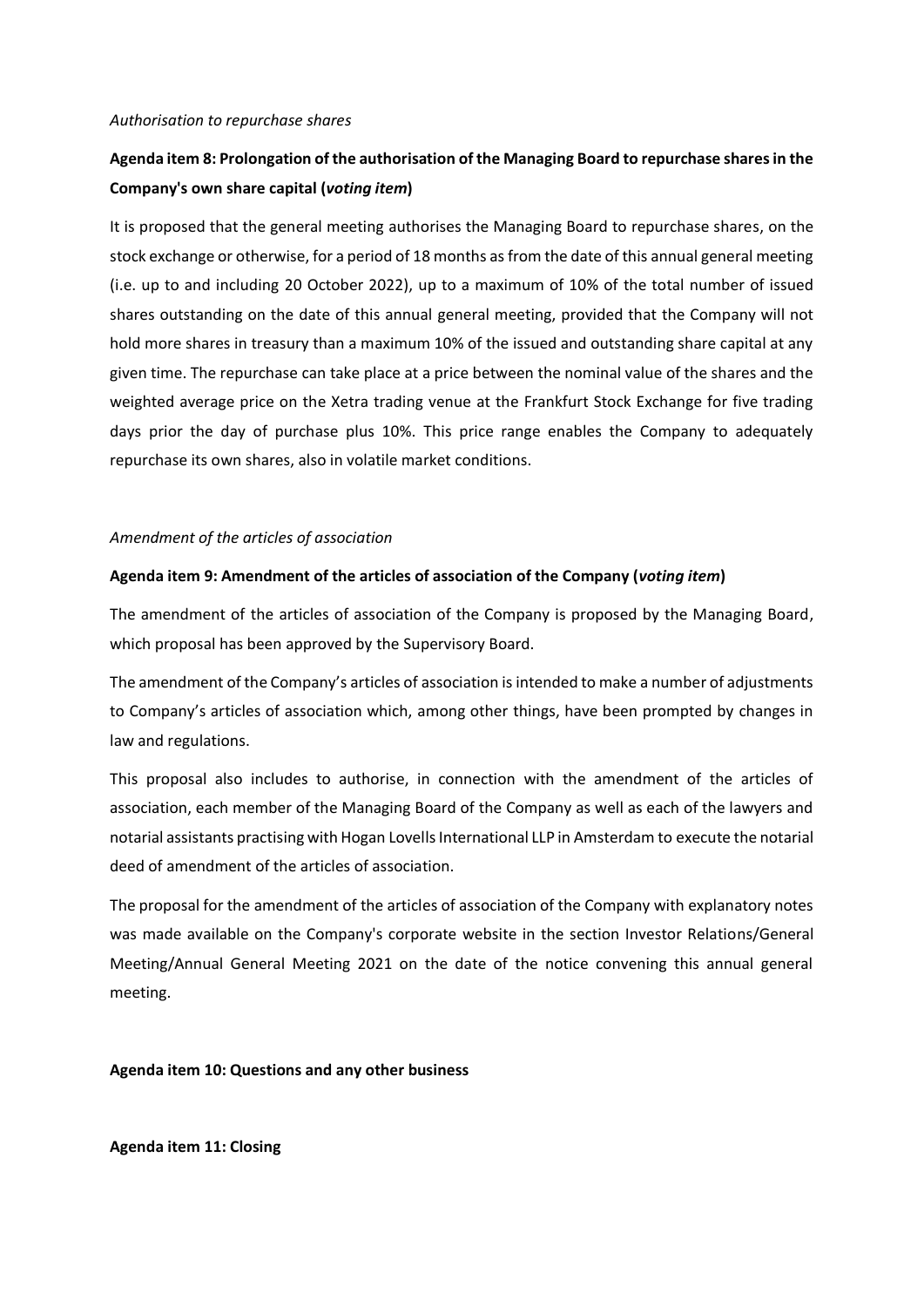*Authorisation to repurchase shares*

**Agenda item 8: Prolongation of the authorisation of the Managing Board to repurchase shares in the Company's own share capital (*voting item*)**

It is proposed that the general meeting authorises the Managing Board to repurchase shares, on the stock exchange or otherwise, for a period of 18 months as from the date of this annual general meeting (i.e. up to and including 20 October 2022), up to a maximum of 10% of the total number of issued shares outstanding on the date of this annual general meeting, provided that the Company will not hold more shares in treasury than a maximum 10% of the issued and outstanding share capital at any given time. The repurchase can take place at a price between the nominal value of the shares and the weighted average price on the Xetra trading venue at the Frankfurt Stock Exchange for five trading days prior the day of purchase plus 10%. This price range enables the Company to adequately repurchase its own shares, also in volatile market conditions.

*Amendment of the articles of association*

**Agenda item 9: Amendment of the articles of association of the Company (*voting item*)**

The amendment of the articles of association of the Company is proposed by the Managing Board, which proposal has been approved by the Supervisory Board.

The amendment of the Company's articles of association is intended to make a number of adjustments to Company's articles of association which, among other things, have been prompted by changes in law and regulations.

This proposal also includes to authorise, in connection with the amendment of the articles of association, each member of the Managing Board of the Company as well as each of the lawyers and notarial assistants practising with Hogan Lovells International LLP in Amsterdam to execute the notarial deed of amendment of the articles of association.

The proposal for the amendment of the articles of association of the Company with explanatory notes was made available on the Company's corporate website in the section Investor Relations/General Meeting/Annual General Meeting 2021 on the date of the notice convening this annual general meeting.

**Agenda item 10: Questions and any other business**

**Agenda item 11: Closing**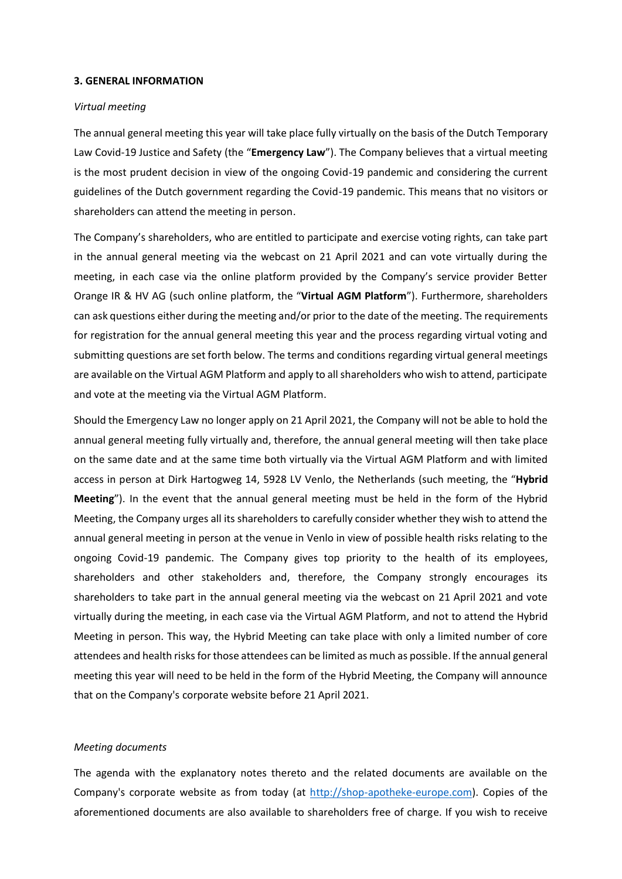## 3. GENERAL INFORMATION

*Virtual meeting*

The annual general meeting this year will take place fully virtually on the basis of the Dutch Temporary Law Covid-19 Justice and Safety (the "**Emergency Law**"). The Company believes that a virtual meeting is the most prudent decision in view of the ongoing Covid-19 pandemic and considering the current guidelines of the Dutch government regarding the Covid-19 pandemic. This means that no visitors or shareholders can attend the meeting in person.

The Company's shareholders, who are entitled to participate and exercise voting rights, can take part in the annual general meeting via the webcast on 21 April 2021 and can vote virtually during the meeting, in each case via the online platform provided by the Company's service provider Better Orange IR & HV AG (such online platform, the "**Virtual AGM Platform**"). Furthermore, shareholders can ask questions either during the meeting and/or prior to the date of the meeting. The requirements for registration for the annual general meeting this year and the process regarding virtual voting and submitting questions are set forth below. The terms and conditions regarding virtual general meetings are available on the Virtual AGM Platform and apply to all shareholders who wish to attend, participate and vote at the meeting via the Virtual AGM Platform.

Should the Emergency Law no longer apply on 21 April 2021, the Company will not be able to hold the annual general meeting fully virtually and, therefore, the annual general meeting will then take place on the same date and at the same time both virtually via the Virtual AGM Platform and with limited access in person at Dirk Hartogweg 14, 5928 LV Venlo, the Netherlands (such meeting, the "**Hybrid Meeting**"). In the event that the annual general meeting must be held in the form of the Hybrid Meeting, the Company urges all its shareholders to carefully consider whether they wish to attend the annual general meeting in person at the venue in Venlo in view of possible health risks relating to the ongoing Covid-19 pandemic. The Company gives top priority to the health of its employees, shareholders and other stakeholders and, therefore, the Company strongly encourages its shareholders to take part in the annual general meeting via the webcast on 21 April 2021 and vote virtually during the meeting, in each case via the Virtual AGM Platform, and not to attend the Hybrid Meeting in person. This way, the Hybrid Meeting can take place with only a limited number of core attendees and health risks for those attendees can be limited as much as possible. If the annual general meeting this year will need to be held in the form of the Hybrid Meeting, the Company will announce that on the Company's corporate website before 21 April 2021.

*Meeting documents*

The agenda with the explanatory notes thereto and the related documents are available on the Company's corporate website as from today (at http://shop-apotheke-europe.com). Copies of the aforementioned documents are also available to shareholders free of charge. If you wish to receive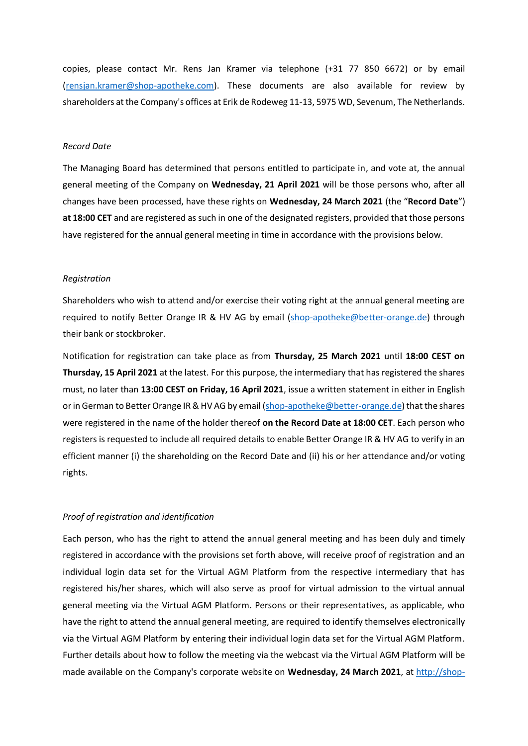copies, please contact Mr. Rens Jan Kramer via telephone (+31 77 850 6672) or by email (rensjan.kramer@shop-apotheke.com). These documents are also available for review by shareholders at the Company's offices at Erik de Rodeweg 11-13, 5975 WD, Sevenum, The Netherlands.

*Record Date*

The Managing Board has determined that persons entitled to participate in, and vote at, the annual general meeting of the Company on **Wednesday, 21 April 2021** will be those persons who, after all changes have been processed, have these rights on **Wednesday, 24 March 2021** (the "**Record Date**") **at 18:00 CET** and are registered as such in one of the designated registers, provided that those persons have registered for the annual general meeting in time in accordance with the provisions below.

*Registration*

Shareholders who wish to attend and/or exercise their voting right at the annual general meeting are required to notify Better Orange IR & HV AG by email (shop-apotheke@better-orange.de) through their bank or stockbroker.

Notification for registration can take place as from **Thursday, 25 March 2021** until **18:00 CEST on Thursday, 15 April 2021** at the latest. For this purpose, the intermediary that has registered the shares must, no later than **13:00 CEST on Friday, 16 April 2021**, issue a written statement in either in English or in German to Better Orange IR & HV AG by email (shop-apotheke@better-orange.de) that the shares were registered in the name of the holder thereof **on the Record Date at 18:00 CET**. Each person who registers is requested to include all required details to enable Better Orange IR & HV AG to verify in an efficient manner (i) the shareholding on the Record Date and (ii) his or her attendance and/or voting rights.

*Proof of registration and identification*

Each person, who has the right to attend the annual general meeting and has been duly and timely registered in accordance with the provisions set forth above, will receive proof of registration and an individual login data set for the Virtual AGM Platform from the respective intermediary that has registered his/her shares, which will also serve as proof for virtual admission to the virtual annual general meeting via the Virtual AGM Platform. Persons or their representatives, as applicable, who have the right to attend the annual general meeting, are required to identify themselves electronically via the Virtual AGM Platform by entering their individual login data set for the Virtual AGM Platform. Further details about how to follow the meeting via the webcast via the Virtual AGM Platform will be made available on the Company's corporate website on **Wednesday, 24 March 2021**, at http://shop-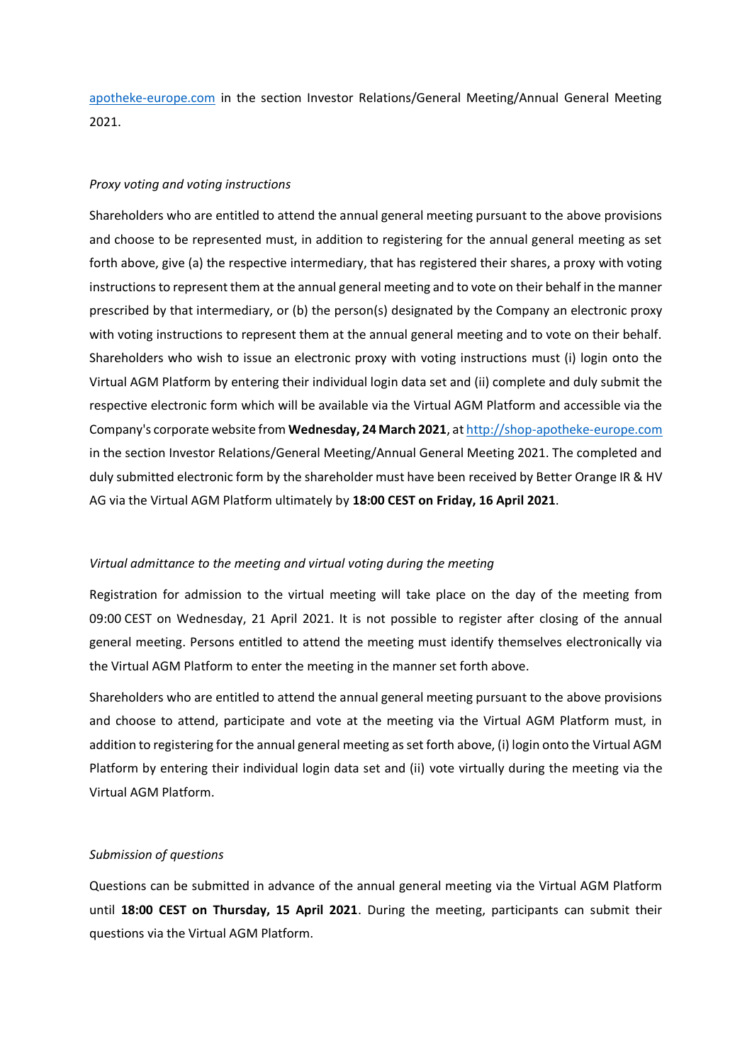apotheke-europe.com in the section Investor Relations/General Meeting/Annual General Meeting 2021.

*Proxy voting and voting instructions*

Shareholders who are entitled to attend the annual general meeting pursuant to the above provisions and choose to be represented must, in addition to registering for the annual general meeting as set forth above, give (a) the respective intermediary, that has registered their shares, a proxy with voting instructions to represent them at the annual general meeting and to vote on their behalf in the manner prescribed by that intermediary, or (b) the person(s) designated by the Company an electronic proxy with voting instructions to represent them at the annual general meeting and to vote on their behalf. Shareholders who wish to issue an electronic proxy with voting instructions must (i) login onto the Virtual AGM Platform by entering their individual login data set and (ii) complete and duly submit the respective electronic form which will be available via the Virtual AGM Platform and accessible via the Company's corporate website from **Wednesday, 24 March 2021**, at http://shop-apotheke-europe.com in the section Investor Relations/General Meeting/Annual General Meeting 2021. The completed and duly submitted electronic form by the shareholder must have been received by Better Orange IR & HV AG via the Virtual AGM Platform ultimately by **18:00 CEST on Friday, 16 April 2021**.

*Virtual admittance to the meeting and virtual voting during the meeting*

Registration for admission to the virtual meeting will take place on the day of the meeting from 09:00 CEST on Wednesday, 21 April 2021. It is not possible to register after closing of the annual general meeting. Persons entitled to attend the meeting must identify themselves electronically via the Virtual AGM Platform to enter the meeting in the manner set forth above.

Shareholders who are entitled to attend the annual general meeting pursuant to the above provisions and choose to attend, participate and vote at the meeting via the Virtual AGM Platform must, in addition to registering for the annual general meeting as set forth above, (i) login onto the Virtual AGM Platform by entering their individual login data set and (ii) vote virtually during the meeting via the Virtual AGM Platform.

*Submission of questions*

Questions can be submitted in advance of the annual general meeting via the Virtual AGM Platform until **18:00 CEST on Thursday, 15 April 2021**. During the meeting, participants can submit their questions via the Virtual AGM Platform.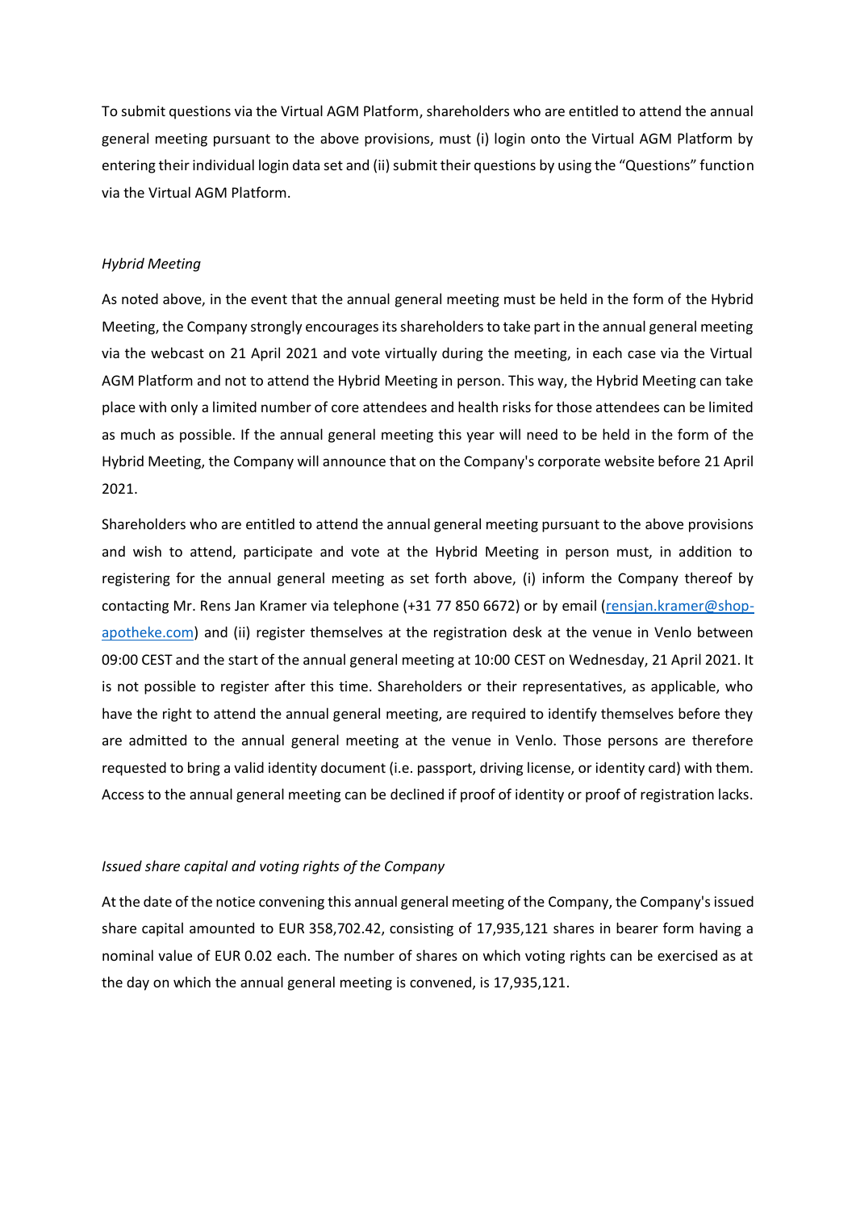To submit questions via the Virtual AGM Platform, shareholders who are entitled to attend the annual general meeting pursuant to the above provisions, must (i) login onto the Virtual AGM Platform by entering their individual login data set and (ii) submit their questions by using the "Questions" function via the Virtual AGM Platform.

*Hybrid Meeting*

As noted above, in the event that the annual general meeting must be held in the form of the Hybrid Meeting, the Company strongly encourages its shareholders to take part in the annual general meeting via the webcast on 21 April 2021 and vote virtually during the meeting, in each case via the Virtual AGM Platform and not to attend the Hybrid Meeting in person. This way, the Hybrid Meeting can take place with only a limited number of core attendees and health risks for those attendees can be limited as much as possible. If the annual general meeting this year will need to be held in the form of the Hybrid Meeting, the Company will announce that on the Company's corporate website before 21 April 2021.

Shareholders who are entitled to attend the annual general meeting pursuant to the above provisions and wish to attend, participate and vote at the Hybrid Meeting in person must, in addition to registering for the annual general meeting as set forth above, (i) inform the Company thereof by contacting Mr. Rens Jan Kramer via telephone (+31 77 850 6672) or by email ([rensjan.kramer@shop-apotheke.com](mailto:rensjan.kramer@shop-apotheke.com)) and (ii) register themselves at the registration desk at the venue in Venlo between 09:00 CEST and the start of the annual general meeting at 10:00 CEST on Wednesday, 21 April 2021. It is not possible to register after this time. Shareholders or their representatives, as applicable, who have the right to attend the annual general meeting, are required to identify themselves before they are admitted to the annual general meeting at the venue in Venlo. Those persons are therefore requested to bring a valid identity document (i.e. passport, driving license, or identity card) with them. Access to the annual general meeting can be declined if proof of identity or proof of registration lacks.

*Issued share capital and voting rights of the Company*

At the date of the notice convening this annual general meeting of the Company, the Company's issued share capital amounted to EUR 358,702.42, consisting of 17,935,121 shares in bearer form having a nominal value of EUR 0.02 each. The number of shares on which voting rights can be exercised as at the day on which the annual general meeting is convened, is 17,935,121.